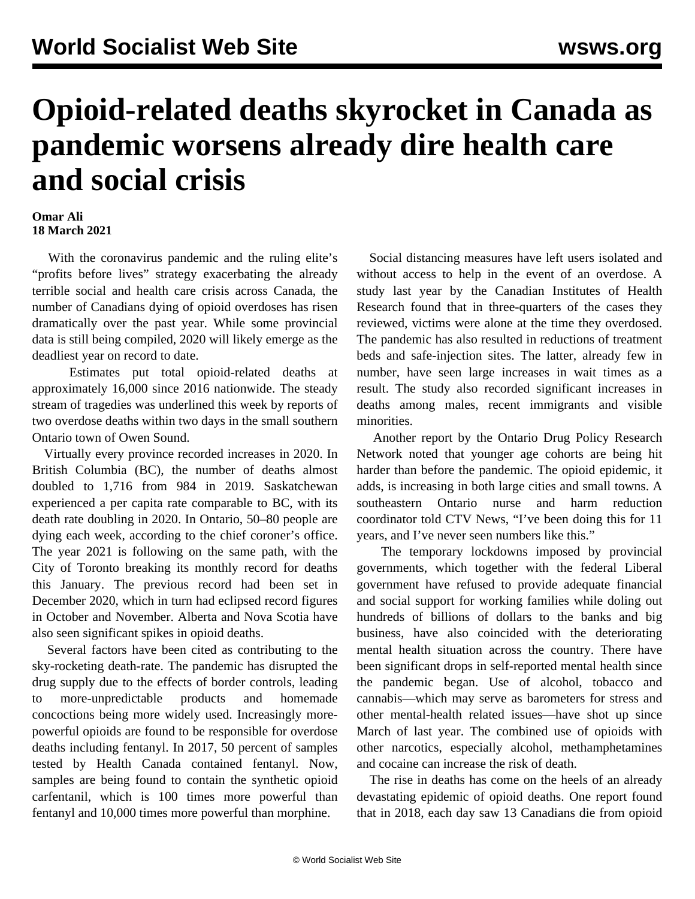# Opioid-related deaths skyrocket in Canada as pandemic worsens already dire health care and social crisis

**Omar Ali**
**18 March 2021**

With the coronavirus pandemic and the ruling elite's "profits before lives" strategy exacerbating the already terrible social and health care crisis across Canada, the number of Canadians dying of opioid overdoses has risen dramatically over the past year. While some provincial data is still being compiled, 2020 will likely emerge as the deadliest year on record to date.

Estimates put total opioid-related deaths at approximately 16,000 since 2016 nationwide. The steady stream of tragedies was underlined this week by reports of two overdose deaths within two days in the small southern Ontario town of Owen Sound.

Virtually every province recorded increases in 2020. In British Columbia (BC), the number of deaths almost doubled to 1,716 from 984 in 2019. Saskatchewan experienced a per capita rate comparable to BC, with its death rate doubling in 2020. In Ontario, 50–80 people are dying each week, according to the chief coroner's office. The year 2021 is following on the same path, with the City of Toronto breaking its monthly record for deaths this January. The previous record had been set in December 2020, which in turn had eclipsed record figures in October and November. Alberta and Nova Scotia have also seen significant spikes in opioid deaths.

Several factors have been cited as contributing to the sky-rocketing death-rate. The pandemic has disrupted the drug supply due to the effects of border controls, leading to more-unpredictable products and homemade concoctions being more widely used. Increasingly more-powerful opioids are found to be responsible for overdose deaths including fentanyl. In 2017, 50 percent of samples tested by Health Canada contained fentanyl. Now, samples are being found to contain the synthetic opioid carfentanil, which is 100 times more powerful than fentanyl and 10,000 times more powerful than morphine.

Social distancing measures have left users isolated and without access to help in the event of an overdose. A study last year by the Canadian Institutes of Health Research found that in three-quarters of the cases they reviewed, victims were alone at the time they overdosed. The pandemic has also resulted in reductions of treatment beds and safe-injection sites. The latter, already few in number, have seen large increases in wait times as a result. The study also recorded significant increases in deaths among males, recent immigrants and visible minorities.

Another report by the Ontario Drug Policy Research Network noted that younger age cohorts are being hit harder than before the pandemic. The opioid epidemic, it adds, is increasing in both large cities and small towns. A southeastern Ontario nurse and harm reduction coordinator told CTV News, "I've been doing this for 11 years, and I've never seen numbers like this."

The temporary lockdowns imposed by provincial governments, which together with the federal Liberal government have refused to provide adequate financial and social support for working families while doling out hundreds of billions of dollars to the banks and big business, have also coincided with the deteriorating mental health situation across the country. There have been significant drops in self-reported mental health since the pandemic began. Use of alcohol, tobacco and cannabis—which may serve as barometers for stress and other mental-health related issues—have shot up since March of last year. The combined use of opioids with other narcotics, especially alcohol, methamphetamines and cocaine can increase the risk of death.

The rise in deaths has come on the heels of an already devastating epidemic of opioid deaths. One report found that in 2018, each day saw 13 Canadians die from opioid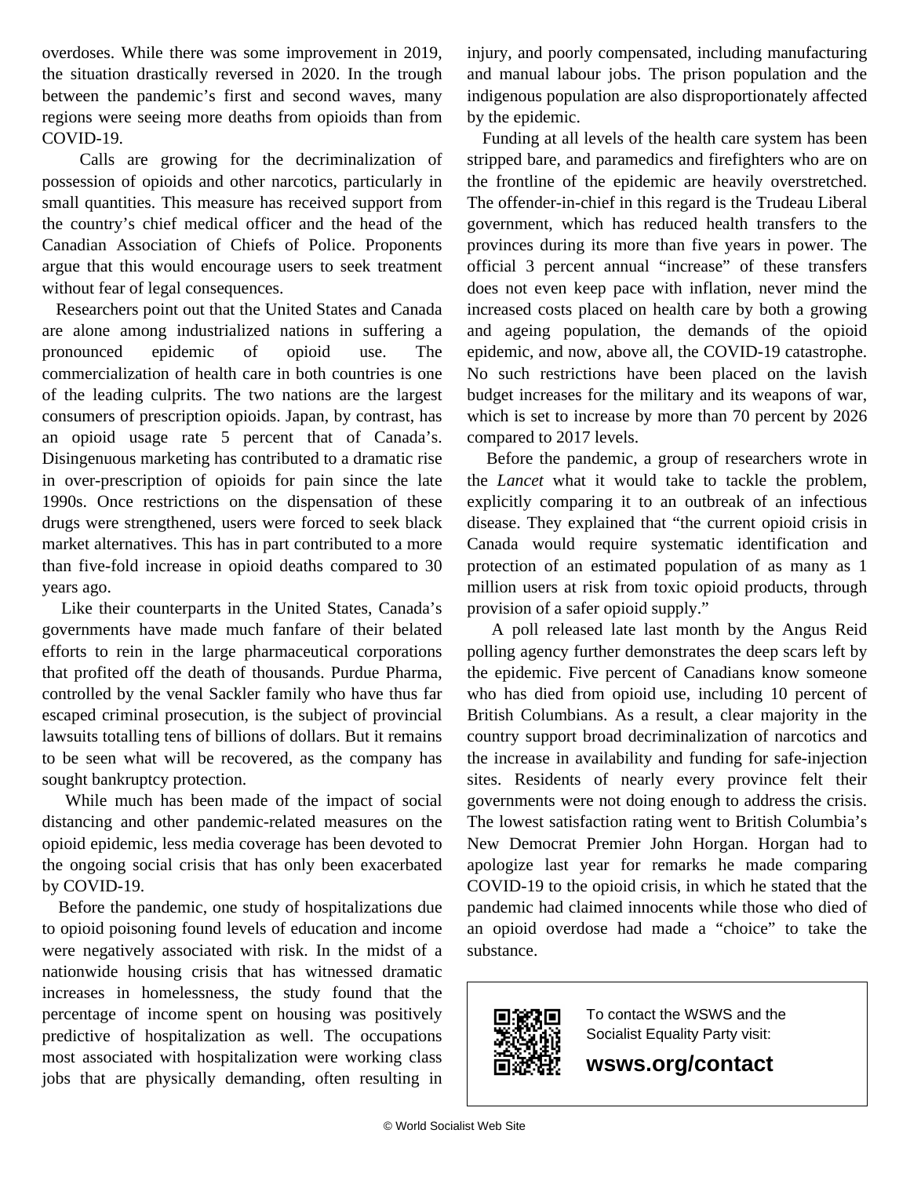overdoses. While there was some improvement in 2019, the situation drastically reversed in 2020. In the trough between the pandemic's first and second waves, many regions were seeing more deaths from opioids than from COVID-19.

Calls are growing for the decriminalization of possession of opioids and other narcotics, particularly in small quantities. This measure has received support from the country's chief medical officer and the head of the Canadian Association of Chiefs of Police. Proponents argue that this would encourage users to seek treatment without fear of legal consequences.

Researchers point out that the United States and Canada are alone among industrialized nations in suffering a pronounced epidemic of opioid use. The commercialization of health care in both countries is one of the leading culprits. The two nations are the largest consumers of prescription opioids. Japan, by contrast, has an opioid usage rate 5 percent that of Canada's. Disingenuous marketing has contributed to a dramatic rise in over-prescription of opioids for pain since the late 1990s. Once restrictions on the dispensation of these drugs were strengthened, users were forced to seek black market alternatives. This has in part contributed to a more than five-fold increase in opioid deaths compared to 30 years ago.

Like their counterparts in the United States, Canada's governments have made much fanfare of their belated efforts to rein in the large pharmaceutical corporations that profited off the death of thousands. Purdue Pharma, controlled by the venal Sackler family who have thus far escaped criminal prosecution, is the subject of provincial lawsuits totalling tens of billions of dollars. But it remains to be seen what will be recovered, as the company has sought bankruptcy protection.

While much has been made of the impact of social distancing and other pandemic-related measures on the opioid epidemic, less media coverage has been devoted to the ongoing social crisis that has only been exacerbated by COVID-19.

Before the pandemic, one study of hospitalizations due to opioid poisoning found levels of education and income were negatively associated with risk. In the midst of a nationwide housing crisis that has witnessed dramatic increases in homelessness, the study found that the percentage of income spent on housing was positively predictive of hospitalization as well. The occupations most associated with hospitalization were working class jobs that are physically demanding, often resulting in injury, and poorly compensated, including manufacturing and manual labour jobs. The prison population and the indigenous population are also disproportionately affected by the epidemic.

Funding at all levels of the health care system has been stripped bare, and paramedics and firefighters who are on the frontline of the epidemic are heavily overstretched. The offender-in-chief in this regard is the Trudeau Liberal government, which has reduced health transfers to the provinces during its more than five years in power. The official 3 percent annual "increase" of these transfers does not even keep pace with inflation, never mind the increased costs placed on health care by both a growing and ageing population, the demands of the opioid epidemic, and now, above all, the COVID-19 catastrophe. No such restrictions have been placed on the lavish budget increases for the military and its weapons of war, which is set to increase by more than 70 percent by 2026 compared to 2017 levels.

Before the pandemic, a group of researchers wrote in the *Lancet* what it would take to tackle the problem, explicitly comparing it to an outbreak of an infectious disease. They explained that "the current opioid crisis in Canada would require systematic identification and protection of an estimated population of as many as 1 million users at risk from toxic opioid products, through provision of a safer opioid supply."

A poll released late last month by the Angus Reid polling agency further demonstrates the deep scars left by the epidemic. Five percent of Canadians know someone who has died from opioid use, including 10 percent of British Columbians. As a result, a clear majority in the country support broad decriminalization of narcotics and the increase in availability and funding for safe-injection sites. Residents of nearly every province felt their governments were not doing enough to address the crisis. The lowest satisfaction rating went to British Columbia's New Democrat Premier John Horgan. Horgan had to apologize last year for remarks he made comparing COVID-19 to the opioid crisis, in which he stated that the pandemic had claimed innocents while those who died of an opioid overdose had made a "choice" to take the substance.

To contact the WSWS and the Socialist Equality Party visit:

**wsws.org/contact**